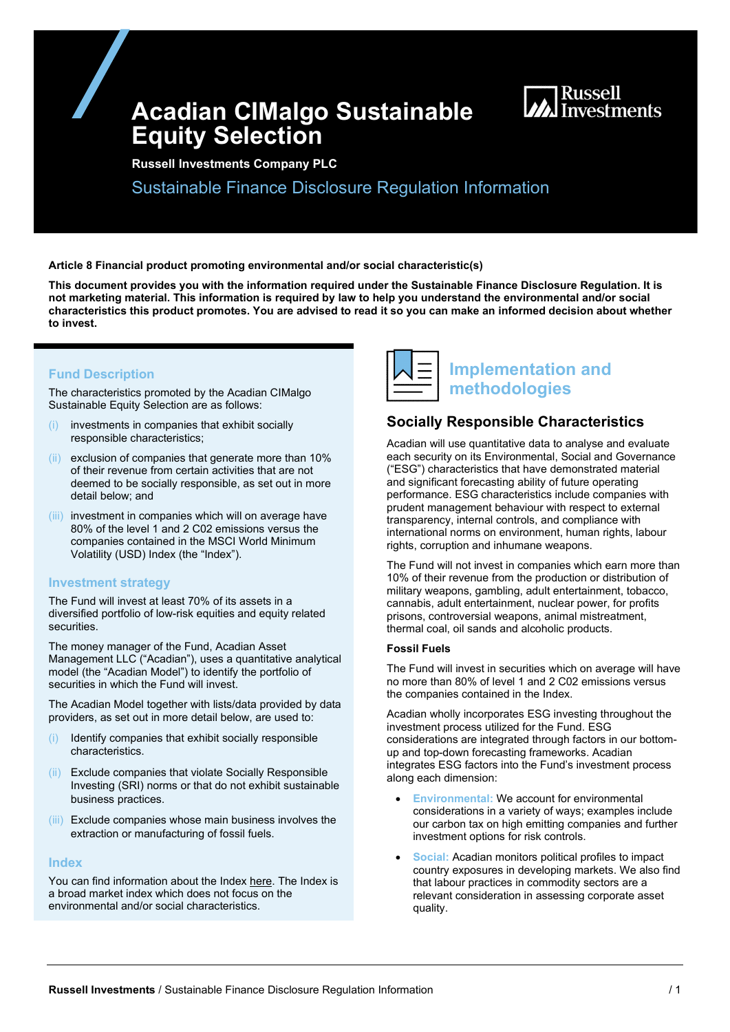# Acadian CIMalgo Sustainable Equity Selection

**Russell Investments Company PLC**

## Sustainable Finance Disclosure Regulation Information

**Article 8 Financial product promoting environmental and/or social characteristic(s)**

**This document provides you with the information required under the Sustainable Finance Disclosure Regulation. It is not marketing material. This information is required by law to help you understand the environmental and/or social characteristics this product promotes. You are advised to read it so you can make an informed decision about whether to invest.**

### Fund Description

The characteristics promoted by the Acadian CIMalgo Sustainable Equity Selection are as follows:

- (i) investments in companies that exhibit socially responsible characteristics;
- (ii) exclusion of companies that generate more than 10% of their revenue from certain activities that are not deemed to be socially responsible, as set out in more detail below; and
- (iii) investment in companies which will on average have 80% of the level 1 and 2 C02 emissions versus the companies contained in the MSCI World Minimum Volatility (USD) Index (the "Index").

### Investment strategy

The Fund will invest at least 70% of its assets in a diversified portfolio of low-risk equities and equity related securities.

The money manager of the Fund, Acadian Asset Management LLC ("Acadian"), uses a quantitative analytical model (the "Acadian Model") to identify the portfolio of securities in which the Fund will invest.

The Acadian Model together with lists/data provided by data providers, as set out in more detail below, are used to:

- (i) Identify companies that exhibit socially responsible characteristics.
- (ii) Exclude companies that violate Socially Responsible Investing (SRI) norms or that do not exhibit sustainable business practices.
- (iii) Exclude companies whose main business involves the extraction or manufacturing of fossil fuels.

### Index

You can find information about the Index here. The Index is a broad market index which does not focus on the environmental and/or social characteristics.

## Implementation and methodologies

### Socially Responsible Characteristics

Acadian will use quantitative data to analyse and evaluate each security on its Environmental, Social and Governance ("ESG") characteristics that have demonstrated material and significant forecasting ability of future operating performance. ESG characteristics include companies with prudent management behaviour with respect to external transparency, internal controls, and compliance with international norms on environment, human rights, labour rights, corruption and inhumane weapons.

The Fund will not invest in companies which earn more than 10% of their revenue from the production or distribution of military weapons, gambling, adult entertainment, tobacco, cannabis, adult entertainment, nuclear power, for profits prisons, controversial weapons, animal mistreatment, thermal coal, oil sands and alcoholic products.

**Fossil Fuels**

The Fund will invest in securities which on average will have no more than 80% of level 1 and 2 C02 emissions versus the companies contained in the Index.

Acadian wholly incorporates ESG investing throughout the investment process utilized for the Fund. ESG considerations are integrated through factors in our bottom-up and top-down forecasting frameworks. Acadian integrates ESG factors into the Fund's investment process along each dimension:

- **Environmental:** We account for environmental considerations in a variety of ways; examples include our carbon tax on high emitting companies and further investment options for risk controls.
- **Social:** Acadian monitors political profiles to impact country exposures in developing markets. We also find that labour practices in commodity sectors are a relevant consideration in assessing corporate asset quality.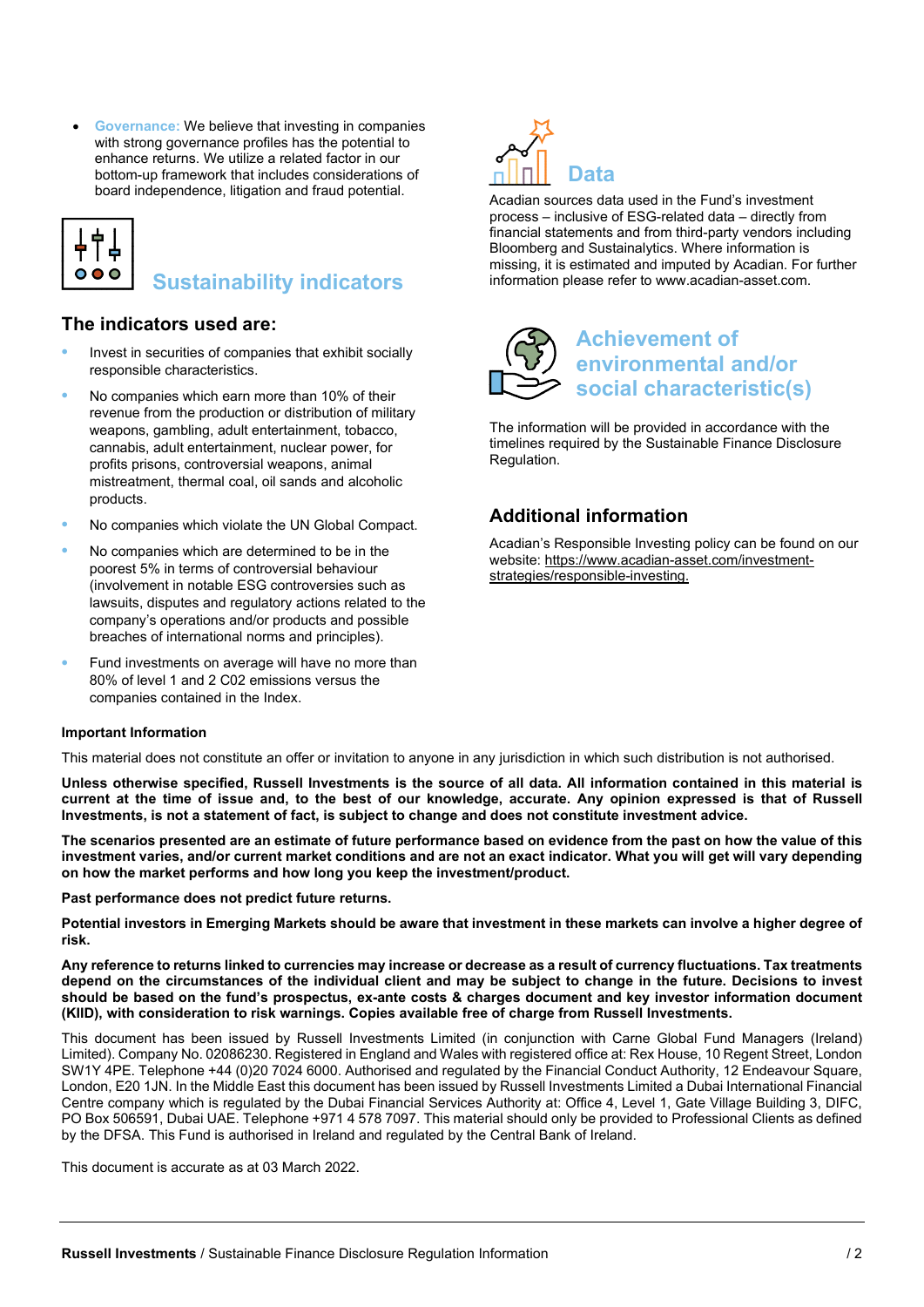- **Governance:** We believe that investing in companies with strong governance profiles has the potential to enhance returns. We utilize a related factor in our bottom-up framework that includes considerations of board independence, litigation and fraud potential.

## Sustainability indicators

### The indicators used are:

- Invest in securities of companies that exhibit socially responsible characteristics.
- No companies which earn more than 10% of their revenue from the production or distribution of military weapons, gambling, adult entertainment, tobacco, cannabis, adult entertainment, nuclear power, for profits prisons, controversial weapons, animal mistreatment, thermal coal, oil sands and alcoholic products.
- No companies which violate the UN Global Compact.
- No companies which are determined to be in the poorest 5% in terms of controversial behaviour (involvement in notable ESG controversies such as lawsuits, disputes and regulatory actions related to the company's operations and/or products and possible breaches of international norms and principles).
- Fund investments on average will have no more than 80% of level 1 and 2 C02 emissions versus the companies contained in the Index.

## Data

Acadian sources data used in the Fund's investment process – inclusive of ESG-related data – directly from financial statements and from third-party vendors including Bloomberg and Sustainalytics. Where information is missing, it is estimated and imputed by Acadian. For further information please refer to www.acadian-asset.com.

## Achievement of environmental and/or social characteristic(s)

The information will be provided in accordance with the timelines required by the Sustainable Finance Disclosure Regulation.

### Additional information

Acadian's Responsible Investing policy can be found on our website: https://www.acadian-asset.com/investment-strategies/responsible-investing.

**Important Information**

This material does not constitute an offer or invitation to anyone in any jurisdiction in which such distribution is not authorised.

**Unless otherwise specified, Russell Investments is the source of all data. All information contained in this material is current at the time of issue and, to the best of our knowledge, accurate. Any opinion expressed is that of Russell Investments, is not a statement of fact, is subject to change and does not constitute investment advice.**

**The scenarios presented are an estimate of future performance based on evidence from the past on how the value of this investment varies, and/or current market conditions and are not an exact indicator. What you will get will vary depending on how the market performs and how long you keep the investment/product.**

**Past performance does not predict future returns.**

**Potential investors in Emerging Markets should be aware that investment in these markets can involve a higher degree of risk.**

**Any reference to returns linked to currencies may increase or decrease as a result of currency fluctuations. Tax treatments depend on the circumstances of the individual client and may be subject to change in the future. Decisions to invest should be based on the fund's prospectus, ex-ante costs & charges document and key investor information document (KIID), with consideration to risk warnings. Copies available free of charge from Russell Investments.**

This document has been issued by Russell Investments Limited (in conjunction with Carne Global Fund Managers (Ireland) Limited). Company No. 02086230. Registered in England and Wales with registered office at: Rex House, 10 Regent Street, London SW1Y 4PE. Telephone +44 (0)20 7024 6000. Authorised and regulated by the Financial Conduct Authority, 12 Endeavour Square, London, E20 1JN. In the Middle East this document has been issued by Russell Investments Limited a Dubai International Financial Centre company which is regulated by the Dubai Financial Services Authority at: Office 4, Level 1, Gate Village Building 3, DIFC, PO Box 506591, Dubai UAE. Telephone +971 4 578 7097. This material should only be provided to Professional Clients as defined by the DFSA. This Fund is authorised in Ireland and regulated by the Central Bank of Ireland.

This document is accurate as at 03 March 2022.